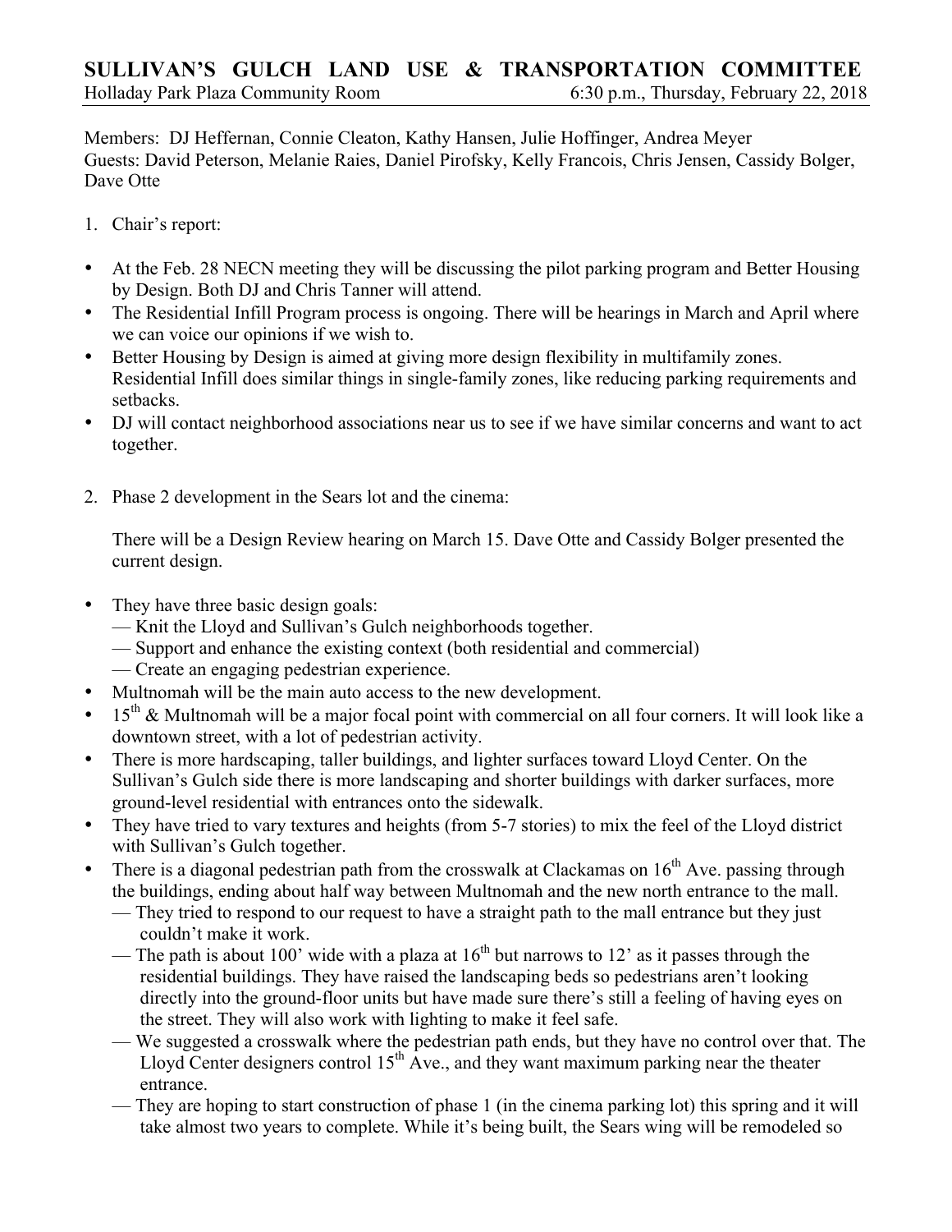# SULLIVAN'S GULCH LAND USE & TRANSPORTATION COMMITTEE

Holladay Park Plaza Community Room — 6:30 p.m., Thursday, February 22, 2018

Members: DJ Heffernan, Connie Cleaton, Kathy Hansen, Julie Hoffinger, Andrea Meyer
Guests: David Peterson, Melanie Raies, Daniel Pirofsky, Kelly Francois, Chris Jensen, Cassidy Bolger, Dave Otte

1. Chair's report:

- At the Feb. 28 NECN meeting they will be discussing the pilot parking program and Better Housing by Design. Both DJ and Chris Tanner will attend.
- The Residential Infill Program process is ongoing. There will be hearings in March and April where we can voice our opinions if we wish to.
- Better Housing by Design is aimed at giving more design flexibility in multifamily zones. Residential Infill does similar things in single-family zones, like reducing parking requirements and setbacks.
- DJ will contact neighborhood associations near us to see if we have similar concerns and want to act together.

2. Phase 2 development in the Sears lot and the cinema:

   There will be a Design Review hearing on March 15. Dave Otte and Cassidy Bolger presented the current design.

- They have three basic design goals:
  — Knit the Lloyd and Sullivan's Gulch neighborhoods together.
  — Support and enhance the existing context (both residential and commercial)
  — Create an engaging pedestrian experience.
- Multnomah will be the main auto access to the new development.
- 15th & Multnomah will be a major focal point with commercial on all four corners. It will look like a downtown street, with a lot of pedestrian activity.
- There is more hardscaping, taller buildings, and lighter surfaces toward Lloyd Center. On the Sullivan's Gulch side there is more landscaping and shorter buildings with darker surfaces, more ground-level residential with entrances onto the sidewalk.
- They have tried to vary textures and heights (from 5-7 stories) to mix the feel of the Lloyd district with Sullivan's Gulch together.
- There is a diagonal pedestrian path from the crosswalk at Clackamas on 16th Ave. passing through the buildings, ending about half way between Multnomah and the new north entrance to the mall.
  — They tried to respond to our request to have a straight path to the mall entrance but they just couldn't make it work.
  — The path is about 100' wide with a plaza at 16th but narrows to 12' as it passes through the residential buildings. They have raised the landscaping beds so pedestrians aren't looking directly into the ground-floor units but have made sure there's still a feeling of having eyes on the street. They will also work with lighting to make it feel safe.
  — We suggested a crosswalk where the pedestrian path ends, but they have no control over that. The Lloyd Center designers control 15th Ave., and they want maximum parking near the theater entrance.
  — They are hoping to start construction of phase 1 (in the cinema parking lot) this spring and it will take almost two years to complete. While it's being built, the Sears wing will be remodeled so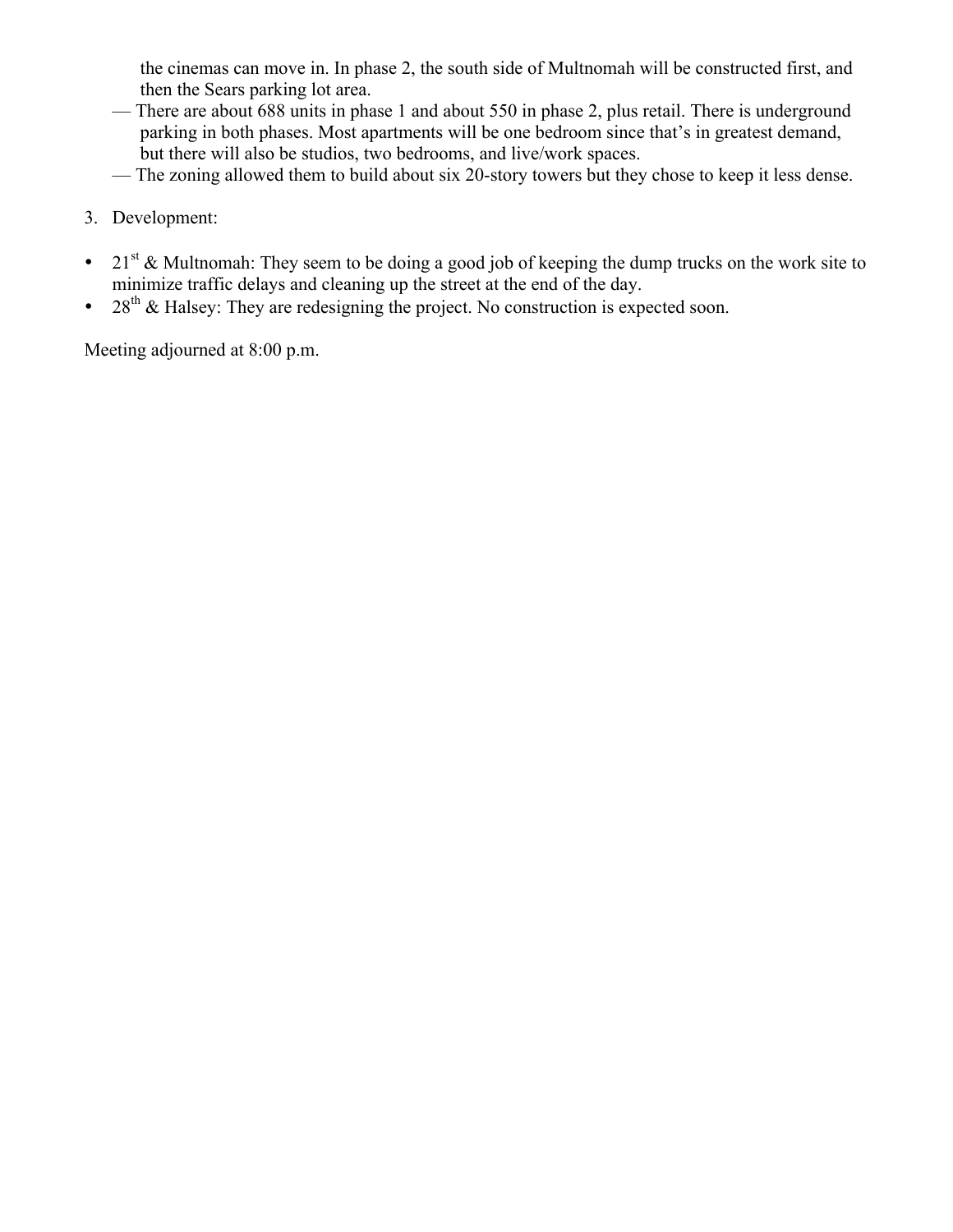the cinemas can move in. In phase 2, the south side of Multnomah will be constructed first, and then the Sears parking lot area.

— There are about 688 units in phase 1 and about 550 in phase 2, plus retail. There is underground parking in both phases. Most apartments will be one bedroom since that's in greatest demand, but there will also be studios, two bedrooms, and live/work spaces.

— The zoning allowed them to build about six 20-story towers but they chose to keep it less dense.

3. Development:

- 21st & Multnomah: They seem to be doing a good job of keeping the dump trucks on the work site to minimize traffic delays and cleaning up the street at the end of the day.
- 28th & Halsey: They are redesigning the project. No construction is expected soon.

Meeting adjourned at 8:00 p.m.